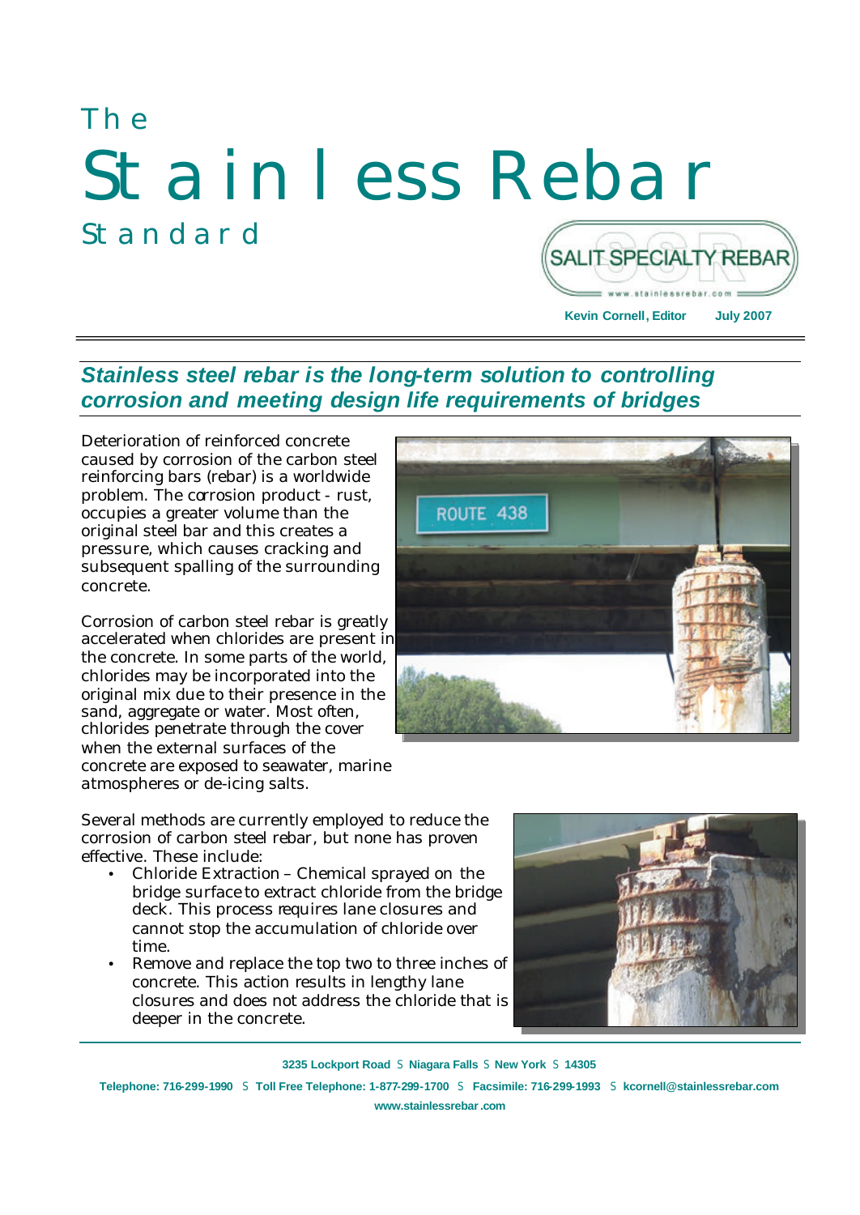# The Stainless Rebar Standard

SALIT SPECIALTY REBAR
www.stainlessrebar.com

**Kevin Cornell, Editor** **July 2007**

## *Stainless steel rebar is the long-term solution to controlling corrosion and meeting design life requirements of bridges*

Deterioration of reinforced concrete caused by corrosion of the carbon steel reinforcing bars (rebar) is a worldwide problem. The corrosion product - rust, occupies a greater volume than the original steel bar and this creates a pressure, which causes cracking and subsequent spalling of the surrounding concrete.

Corrosion of carbon steel rebar is greatly accelerated when chlorides are present in the concrete. In some parts of the world, chlorides may be incorporated into the original mix due to their presence in the sand, aggregate or water. Most often, chlorides penetrate through the cover when the external surfaces of the concrete are exposed to seawater, marine atmospheres or de-icing salts.

Several methods are currently employed to reduce the corrosion of carbon steel rebar, but none has proven effective. These include:

- Chloride Extraction – Chemical sprayed on the bridge surface to extract chloride from the bridge deck. This process requires lane closures and cannot stop the accumulation of chloride over time.
- Remove and replace the top two to three inches of concrete. This action results in lengthy lane closures and does not address the chloride that is deeper in the concrete.

**3235 Lockport Road** ▪ **Niagara Falls** ▪ **New York** ▪ **14305**

**Telephone: 716-299-1990** ▪ **Toll Free Telephone: 1-877-299-1700** ▪ **Facsimile: 716-299-1993** ▪ **kcornell@stainlessrebar.com**

**www.stainlessrebar.com**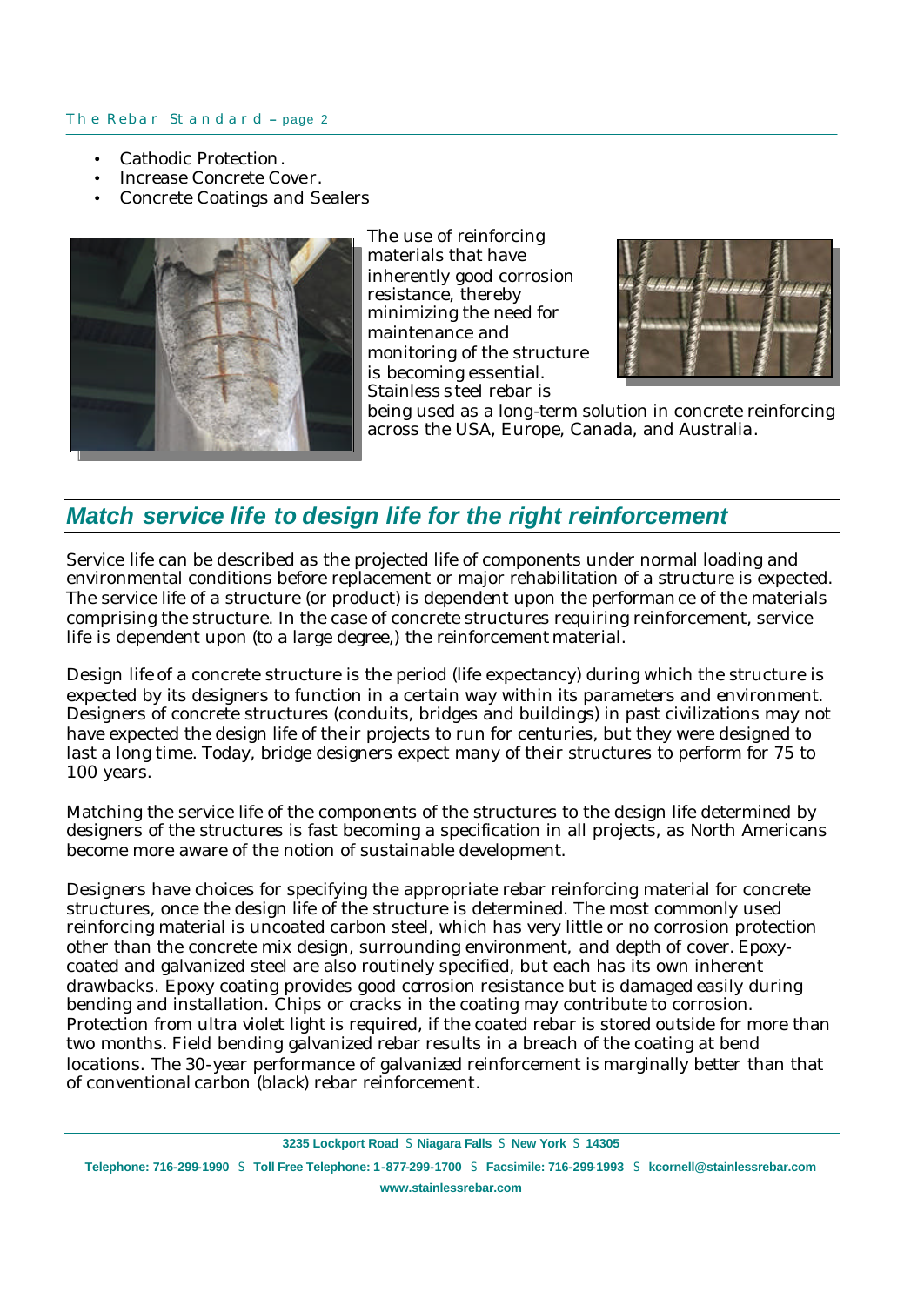- Cathodic Protection.
- Increase Concrete Cover.
- Concrete Coatings and Sealers

The use of reinforcing materials that have inherently good corrosion resistance, thereby minimizing the need for maintenance and monitoring of the structure is becoming essential. Stainless steel rebar is being used as a long-term solution in concrete reinforcing across the USA, Europe, Canada, and Australia.

## *Match service life to design life for the right reinforcement*

Service life can be described as the projected life of components under normal loading and environmental conditions before replacement or major rehabilitation of a structure is expected. The service life of a structure (or product) is dependent upon the performance of the materials comprising the structure. In the case of concrete structures requiring reinforcement, service life is dependent upon (to a large degree,) the reinforcement material.

Design life of a concrete structure is the period (life expectancy) during which the structure is expected by its designers to function in a certain way within its parameters and environment. Designers of concrete structures (conduits, bridges and buildings) in past civilizations may not have expected the design life of their projects to run for centuries, but they were designed to last a long time. Today, bridge designers expect many of their structures to perform for 75 to 100 years.

Matching the service life of the components of the structures to the design life determined by designers of the structures is fast becoming a specification in all projects, as North Americans become more aware of the notion of sustainable development.

Designers have choices for specifying the appropriate rebar reinforcing material for concrete structures, once the design life of the structure is determined. The most commonly used reinforcing material is uncoated carbon steel, which has very little or no corrosion protection other than the concrete mix design, surrounding environment, and depth of cover. Epoxy-coated and galvanized steel are also routinely specified, but each has its own inherent drawbacks. Epoxy coating provides good corrosion resistance but is damaged easily during bending and installation. Chips or cracks in the coating may contribute to corrosion. Protection from ultra violet light is required, if the coated rebar is stored outside for more than two months. Field bending galvanized rebar results in a breach of the coating at bend locations. The 30-year performance of galvanized reinforcement is marginally better than that of conventional carbon (black) rebar reinforcement.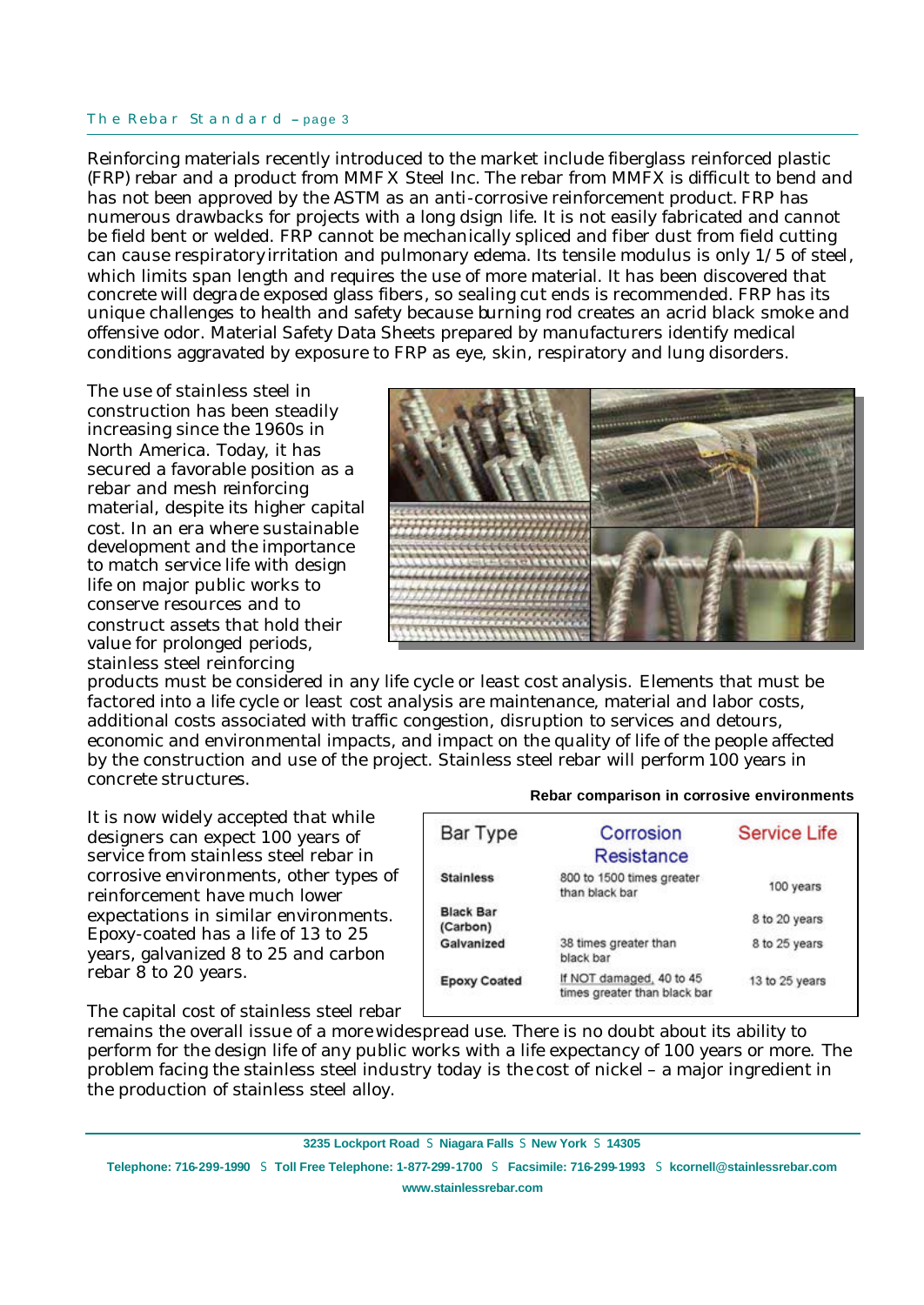Reinforcing materials recently introduced to the market include fiberglass reinforced plastic (FRP) rebar and a product from MMFX Steel Inc. The rebar from MMFX is difficult to bend and has not been approved by the ASTM as an anti-corrosive reinforcement product. FRP has numerous drawbacks for projects with a long dsign life. It is not easily fabricated and cannot be field bent or welded. FRP cannot be mechanically spliced and fiber dust from field cutting can cause respiratory irritation and pulmonary edema. Its tensile modulus is only 1/5 of steel, which limits span length and requires the use of more material. It has been discovered that concrete will degrade exposed glass fibers, so sealing cut ends is recommended. FRP has its unique challenges to health and safety because burning rod creates an acrid black smoke and offensive odor. Material Safety Data Sheets prepared by manufacturers identify medical conditions aggravated by exposure to FRP as eye, skin, respiratory and lung disorders.

The use of stainless steel in construction has been steadily increasing since the 1960s in North America. Today, it has secured a favorable position as a rebar and mesh reinforcing material, despite its higher capital cost. In an era where sustainable development and the importance to match service life with design life on major public works to conserve resources and to construct assets that hold their value for prolonged periods, stainless steel reinforcing products must be considered in any life cycle or least cost analysis. Elements that must be factored into a life cycle or least cost analysis are maintenance, material and labor costs, additional costs associated with traffic congestion, disruption to services and detours, economic and environmental impacts, and impact on the quality of life of the people affected by the construction and use of the project. Stainless steel rebar will perform 100 years in concrete structures.

It is now widely accepted that while designers can expect 100 years of service from stainless steel rebar in corrosive environments, other types of reinforcement have much lower expectations in similar environments. Epoxy-coated has a life of 13 to 25 years, galvanized 8 to 25 and carbon rebar 8 to 20 years.

**Rebar comparison in corrosive environments**

| Bar Type | Corrosion Resistance | Service Life |
|---|---|---|
| Stainless | 800 to 1500 times greater than black bar | 100 years |
| Black Bar (Carbon) | | 8 to 20 years |
| Galvanized | 38 times greater than black bar | 8 to 25 years |
| Epoxy Coated | If NOT damaged, 40 to 45 times greater than black bar | 13 to 25 years |

The capital cost of stainless steel rebar remains the overall issue of a more widespread use. There is no doubt about its ability to perform for the design life of any public works with a life expectancy of 100 years or more. The problem facing the stainless steel industry today is the cost of nickel – a major ingredient in the production of stainless steel alloy.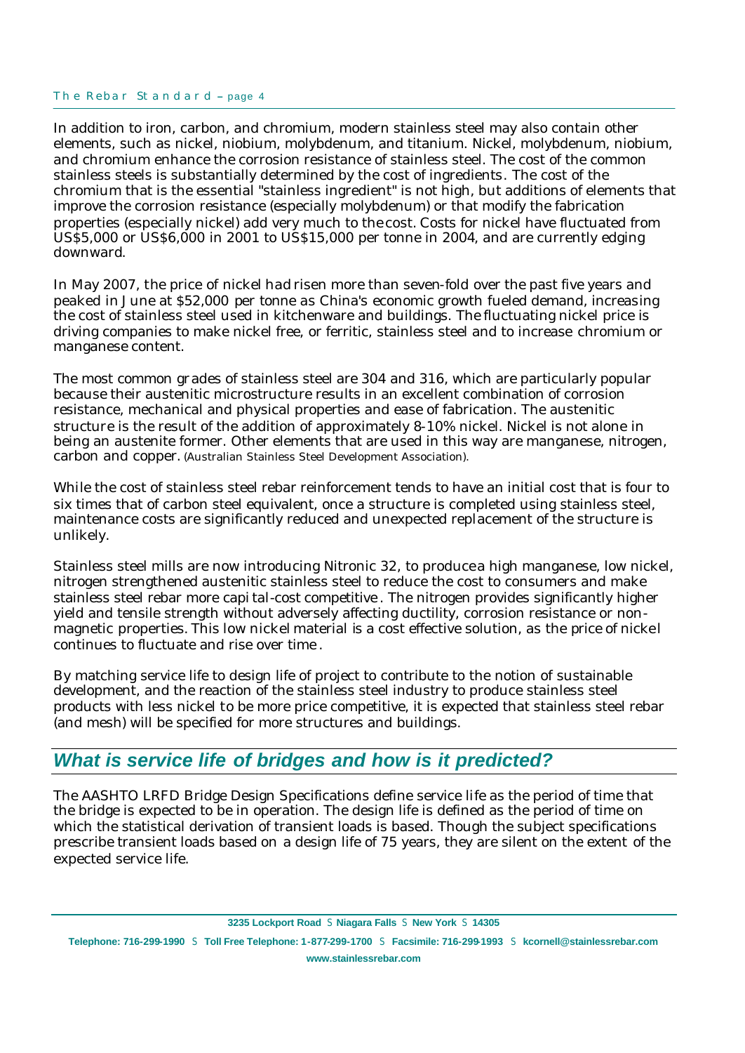In addition to iron, carbon, and chromium, modern stainless steel may also contain other elements, such as nickel, niobium, molybdenum, and titanium. Nickel, molybdenum, niobium, and chromium enhance the corrosion resistance of stainless steel. The cost of the common stainless steels is substantially determined by the cost of ingredients. The cost of the chromium that is the essential "stainless ingredient" is not high, but additions of elements that improve the corrosion resistance (especially molybdenum) or that modify the fabrication properties (especially nickel) add very much to the cost. Costs for nickel have fluctuated from US$5,000 or US$6,000 in 2001 to US$15,000 per tonne in 2004, and are currently edging downward.

In May 2007, the price of nickel had risen more than seven-fold over the past five years and peaked in June at $52,000 per tonne as China's economic growth fueled demand, increasing the cost of stainless steel used in kitchenware and buildings. The fluctuating nickel price is driving companies to make nickel free, or ferritic, stainless steel and to increase chromium or manganese content.

The most common grades of stainless steel are 304 and 316, which are particularly popular because their austenitic microstructure results in an excellent combination of corrosion resistance, mechanical and physical properties and ease of fabrication. The austenitic structure is the result of the addition of approximately 8-10% nickel. Nickel is not alone in being an austenite former. Other elements that are used in this way are manganese, nitrogen, carbon and copper. (Australian Stainless Steel Development Association).

While the cost of stainless steel rebar reinforcement tends to have an initial cost that is four to six times that of carbon steel equivalent, once a structure is completed using stainless steel, maintenance costs are significantly reduced and unexpected replacement of the structure is unlikely.

Stainless steel mills are now introducing Nitronic 32, to produce a high manganese, low nickel, nitrogen strengthened austenitic stainless steel to reduce the cost to consumers and make stainless steel rebar more capital-cost competitive. The nitrogen provides significantly higher yield and tensile strength without adversely affecting ductility, corrosion resistance or non-magnetic properties. This low nickel material is a cost effective solution, as the price of nickel continues to fluctuate and rise over time.

By matching service life to design life of project to contribute to the notion of sustainable development, and the reaction of the stainless steel industry to produce stainless steel products with less nickel to be more price competitive, it is expected that stainless steel rebar (and mesh) will be specified for more structures and buildings.

## *What is service life of bridges and how is it predicted?*

The AASHTO LRFD Bridge Design Specifications define service life as the period of time that the bridge is expected to be in operation. The design life is defined as the period of time on which the statistical derivation of transient loads is based. Though the subject specifications prescribe transient loads based on a design life of 75 years, they are silent on the extent of the expected service life.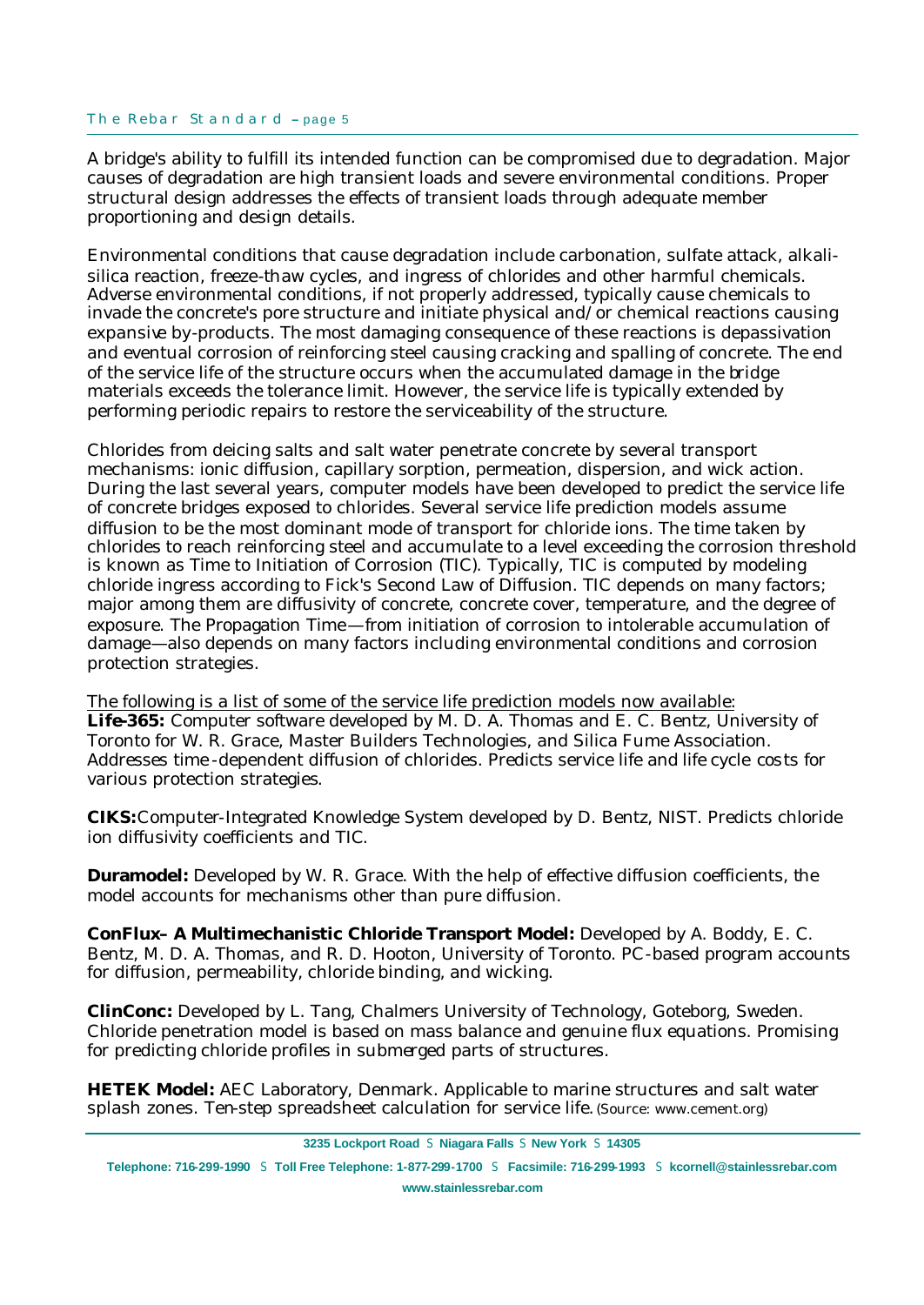A bridge's ability to fulfill its intended function can be compromised due to degradation. Major causes of degradation are high transient loads and severe environmental conditions. Proper structural design addresses the effects of transient loads through adequate member proportioning and design details.

Environmental conditions that cause degradation include carbonation, sulfate attack, alkali-silica reaction, freeze-thaw cycles, and ingress of chlorides and other harmful chemicals. Adverse environmental conditions, if not properly addressed, typically cause chemicals to invade the concrete's pore structure and initiate physical and/or chemical reactions causing expansive by-products. The most damaging consequence of these reactions is depassivation and eventual corrosion of reinforcing steel causing cracking and spalling of concrete. The end of the service life of the structure occurs when the accumulated damage in the bridge materials exceeds the tolerance limit. However, the service life is typically extended by performing periodic repairs to restore the serviceability of the structure.

Chlorides from deicing salts and salt water penetrate concrete by several transport mechanisms: ionic diffusion, capillary sorption, permeation, dispersion, and wick action. During the last several years, computer models have been developed to predict the service life of concrete bridges exposed to chlorides. Several service life prediction models assume diffusion to be the most dominant mode of transport for chloride ions. The time taken by chlorides to reach reinforcing steel and accumulate to a level exceeding the corrosion threshold is known as Time to Initiation of Corrosion (TIC). Typically, TIC is computed by modeling chloride ingress according to Fick's Second Law of Diffusion. TIC depends on many factors; major among them are diffusivity of concrete, concrete cover, temperature, and the degree of exposure. The Propagation Time—from initiation of corrosion to intolerable accumulation of damage—also depends on many factors including environmental conditions and corrosion protection strategies.

The following is a list of some of the service life prediction models now available:

**Life-365:** Computer software developed by M. D. A. Thomas and E. C. Bentz, University of Toronto for W. R. Grace, Master Builders Technologies, and Silica Fume Association. Addresses time-dependent diffusion of chlorides. Predicts service life and life cycle costs for various protection strategies.

**CIKS:** Computer-Integrated Knowledge System developed by D. Bentz, NIST. Predicts chloride ion diffusivity coefficients and TIC.

**Duramodel:** Developed by W. R. Grace. With the help of effective diffusion coefficients, the model accounts for mechanisms other than pure diffusion.

**ConFlux– A Multimechanistic Chloride Transport Model:** Developed by A. Boddy, E. C. Bentz, M. D. A. Thomas, and R. D. Hooton, University of Toronto. PC-based program accounts for diffusion, permeability, chloride binding, and wicking.

**ClinConc:** Developed by L. Tang, Chalmers University of Technology, Goteborg, Sweden. Chloride penetration model is based on mass balance and genuine flux equations. Promising for predicting chloride profiles in submerged parts of structures.

**HETEK Model:** AEC Laboratory, Denmark. Applicable to marine structures and salt water splash zones. Ten-step spreadsheet calculation for service life. (Source: www.cement.org)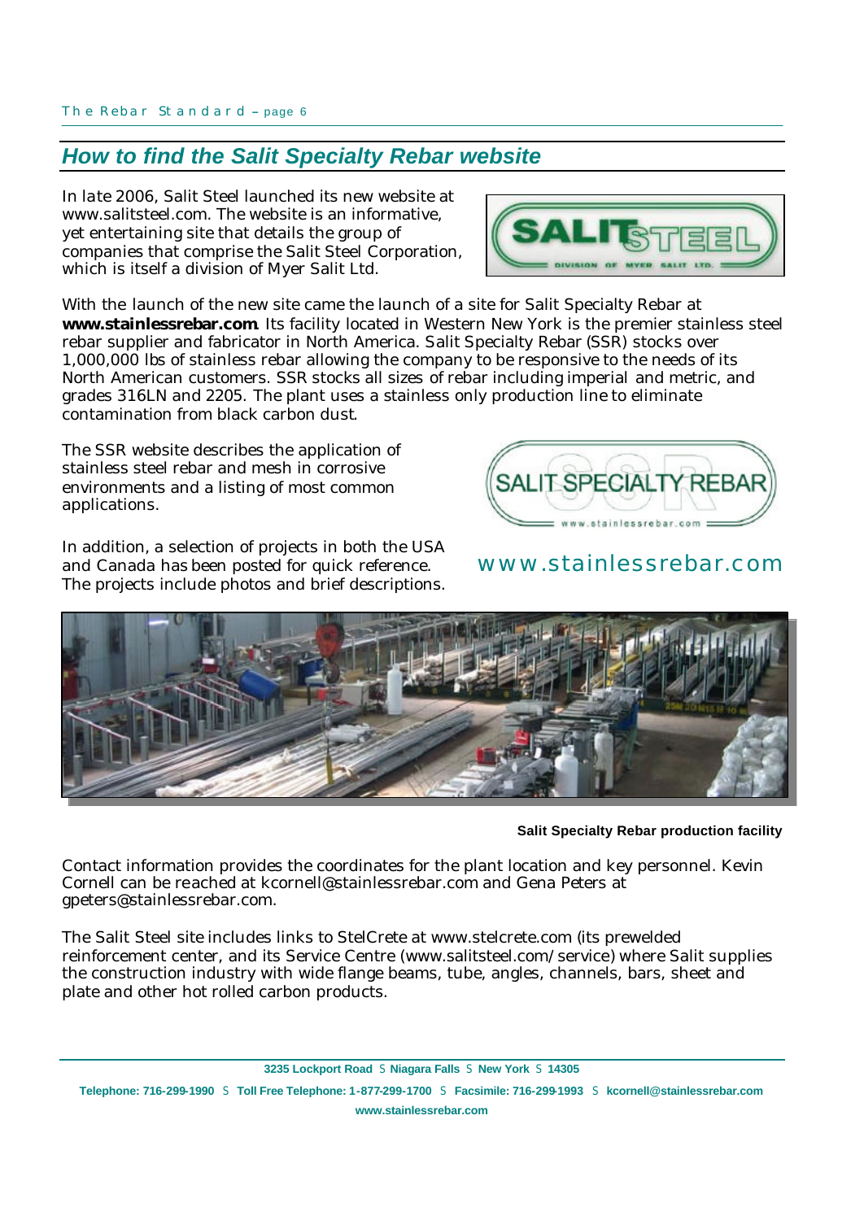## *How to find the Salit Specialty Rebar website*

In late 2006, Salit Steel launched its new website at www.salitsteel.com. The website is an informative, yet entertaining site that details the group of companies that comprise the Salit Steel Corporation, which is itself a division of Myer Salit Ltd.

With the launch of the new site came the launch of a site for Salit Specialty Rebar at **www.stainlessrebar.com**. Its facility located in Western New York is the premier stainless steel rebar supplier and fabricator in North America. Salit Specialty Rebar (SSR) stocks over 1,000,000 lbs of stainless rebar allowing the company to be responsive to the needs of its North American customers. SSR stocks all sizes of rebar including imperial and metric, and grades 316LN and 2205. The plant uses a stainless only production line to eliminate contamination from black carbon dust.

The SSR website describes the application of stainless steel rebar and mesh in corrosive environments and a listing of most common applications.

In addition, a selection of projects in both the USA and Canada has been posted for quick reference. The projects include photos and brief descriptions.

www.stainlessrebar.com

**Salit Specialty Rebar production facility**

Contact information provides the coordinates for the plant location and key personnel. Kevin Cornell can be reached at kcornell@stainlessrebar.com and Gena Peters at gpeters@stainlessrebar.com.

The Salit Steel site includes links to StelCrete at www.stelcrete.com (its prewelded reinforcement center, and its Service Centre (www.salitsteel.com/service) where Salit supplies the construction industry with wide flange beams, tube, angles, channels, bars, sheet and plate and other hot rolled carbon products.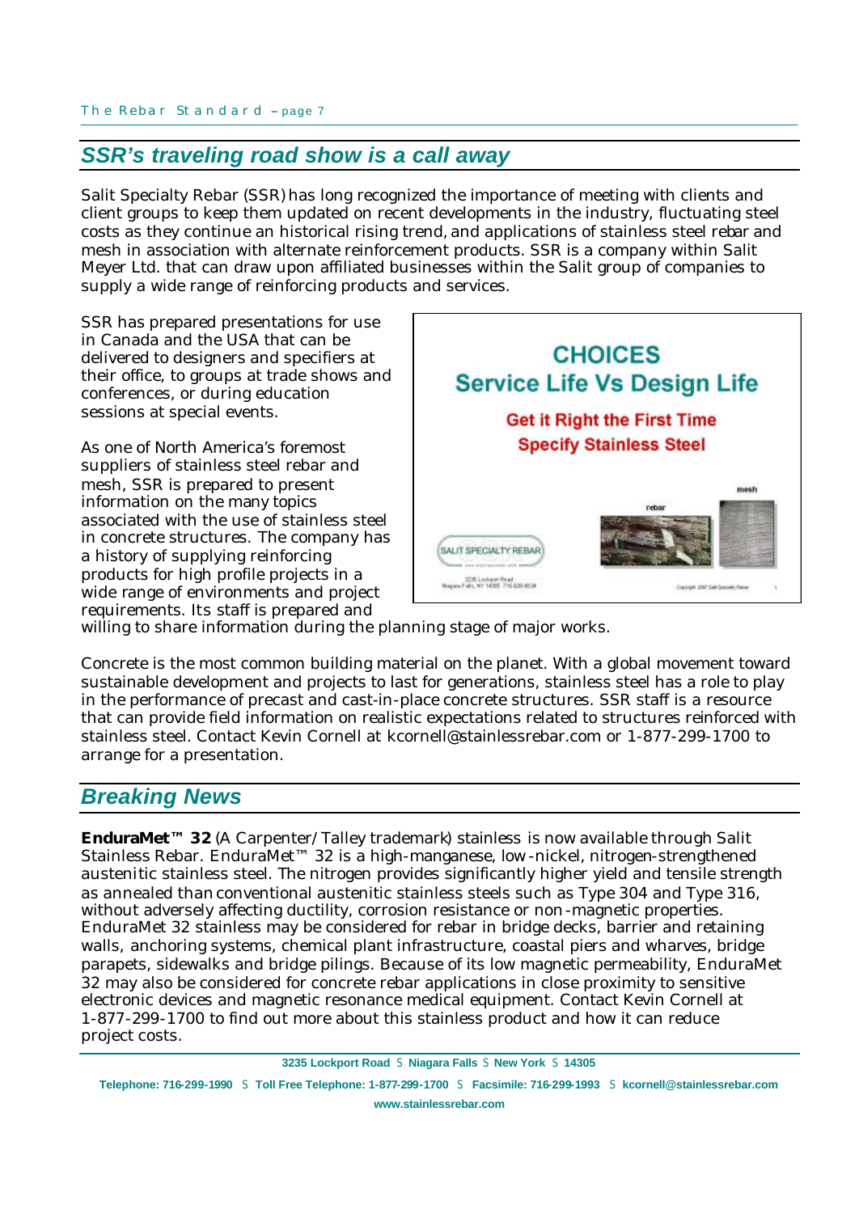## SSR's traveling road show is a call away

Salit Specialty Rebar (SSR) has long recognized the importance of meeting with clients and client groups to keep them updated on recent developments in the industry, fluctuating steel costs as they continue an historical rising trend, and applications of stainless steel rebar and mesh in association with alternate reinforcement products. SSR is a company within Salit Meyer Ltd. that can draw upon affiliated businesses within the Salit group of companies to supply a wide range of reinforcing products and services.

SSR has prepared presentations for use in Canada and the USA that can be delivered to designers and specifiers at their office, to groups at trade shows and conferences, or during education sessions at special events.

CHOICES
Service Life Vs Design Life

Get it Right the First Time
Specify Stainless Steel

As one of North America's foremost suppliers of stainless steel rebar and mesh, SSR is prepared to present information on the many topics associated with the use of stainless steel in concrete structures. The company has a history of supplying reinforcing products for high profile projects in a wide range of environments and project requirements. Its staff is prepared and willing to share information during the planning stage of major works.

Concrete is the most common building material on the planet. With a global movement toward sustainable development and projects to last for generations, stainless steel has a role to play in the performance of precast and cast-in-place concrete structures. SSR staff is a resource that can provide field information on realistic expectations related to structures reinforced with stainless steel. Contact Kevin Cornell at kcornell@stainlessrebar.com or 1-877-299-1700 to arrange for a presentation.

## Breaking News

**EnduraMet™ 32** (A Carpenter/Talley trademark) stainless is now available through Salit Stainless Rebar. EnduraMet™ 32 is a high-manganese, low-nickel, nitrogen-strengthened austenitic stainless steel. The nitrogen provides significantly higher yield and tensile strength as annealed than conventional austenitic stainless steels such as Type 304 and Type 316, without adversely affecting ductility, corrosion resistance or non-magnetic properties. EnduraMet 32 stainless may be considered for rebar in bridge decks, barrier and retaining walls, anchoring systems, chemical plant infrastructure, coastal piers and wharves, bridge parapets, sidewalks and bridge pilings. Because of its low magnetic permeability, EnduraMet 32 may also be considered for concrete rebar applications in close proximity to sensitive electronic devices and magnetic resonance medical equipment. Contact Kevin Cornell at 1-877-299-1700 to find out more about this stainless product and how it can reduce project costs.

**3235 Lockport Road § Niagara Falls § New York § 14305**

**Telephone: 716-299-1990 § Toll Free Telephone: 1-877-299-1700 § Facsimile: 716-299-1993 § kcornell@stainlessrebar.com**

**www.stainlessrebar.com**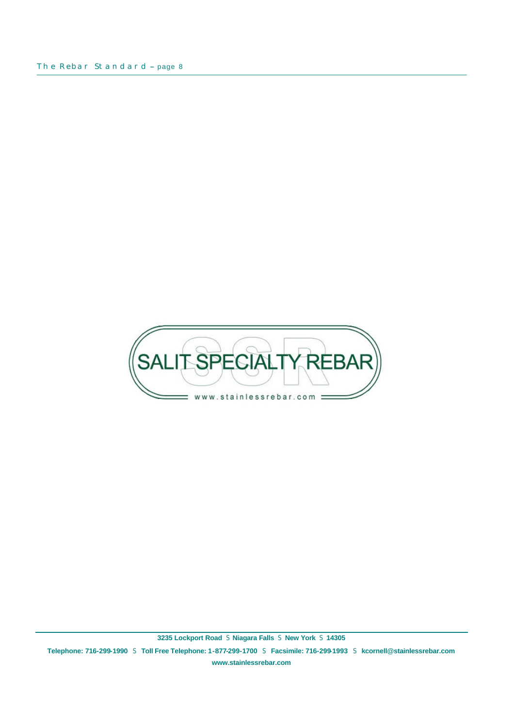SALIT SPECIALTY REBAR

www.stainlessrebar.com

**3235 Lockport Road** § **Niagara Falls** § **New York** § **14305**

**Telephone: 716-299-1990** § **Toll Free Telephone: 1-877-299-1700** § **Facsimile: 716-299-1993** § **kcornell@stainlessrebar.com**

**www.stainlessrebar.com**